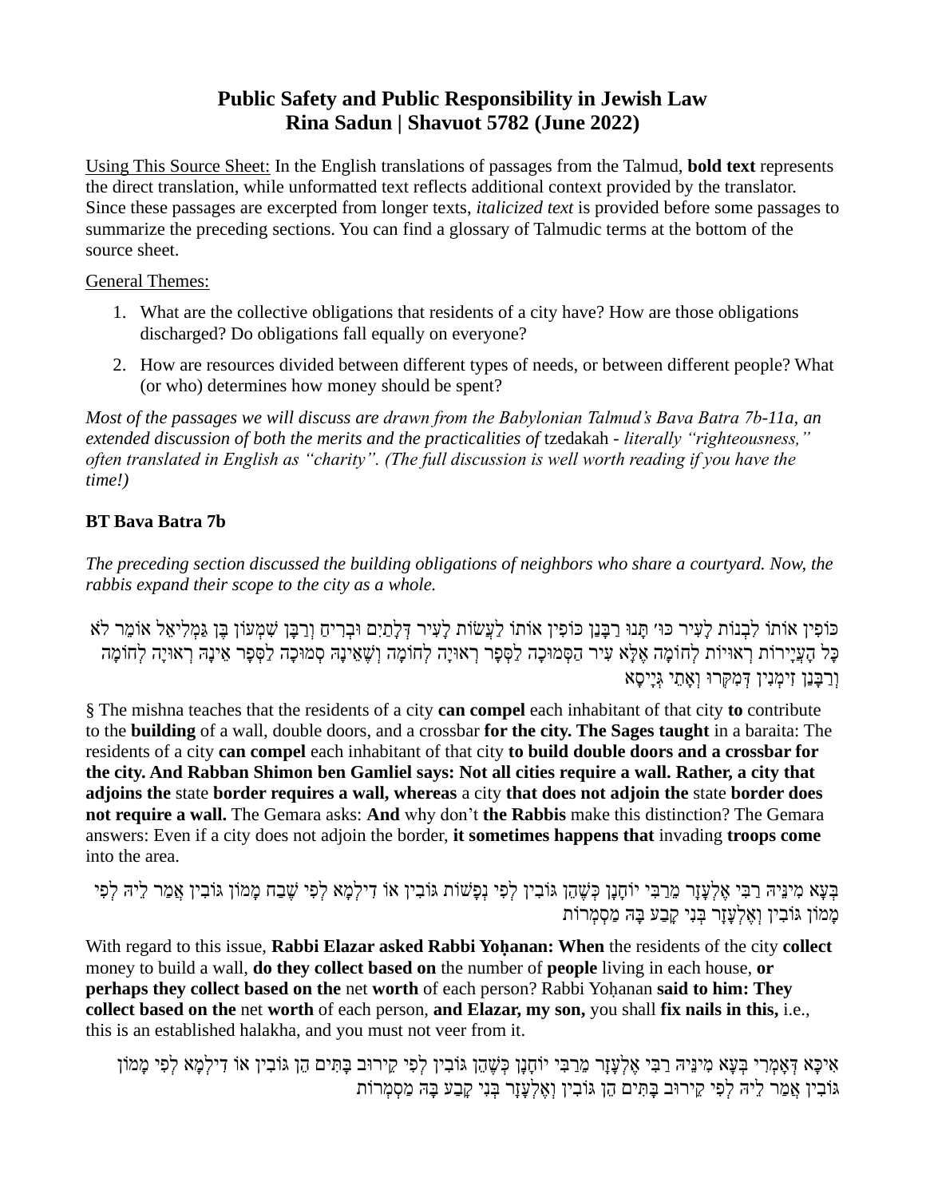# Public Safety and Public Responsibility in Jewish Law
## Rina Sadun | Shavuot 5782 (June 2022)

Using This Source Sheet: In the English translations of passages from the Talmud, **bold text** represents the direct translation, while unformatted text reflects additional context provided by the translator. Since these passages are excerpted from longer texts, *italicized text* is provided before some passages to summarize the preceding sections. You can find a glossary of Talmudic terms at the bottom of the source sheet.

General Themes:

1. What are the collective obligations that residents of a city have? How are those obligations discharged? Do obligations fall equally on everyone?
2. How are resources divided between different types of needs, or between different people? What (or who) determines how money should be spent?

*Most of the passages we will discuss are drawn from the Babylonian Talmud's Bava Batra 7b-11a, an extended discussion of both the merits and the practicalities of* tzedakah *- literally "righteousness," often translated in English as "charity". (The full discussion is well worth reading if you have the time!)*

**BT Bava Batra 7b**

*The preceding section discussed the building obligations of neighbors who share a courtyard. Now, the rabbis expand their scope to the city as a whole.*

כּוֹפִין אוֹתוֹ לִבְנוֹת לָעִיר כּוּ׳ תָּנוּ רַבָּנַן כּוֹפִין אוֹתוֹ לַעֲשׂוֹת לָעִיר דְּלָתַיִם וּבְרִיחַ רַבָּן שִׁמְעוֹן בֶּן גַּמְלִיאֵל אוֹמֵר לֹא כָּל הָעֲיָירוֹת רְאוּיוֹת לְחוֹמָה אֶלָּא עִיר הַסְּמוּכָה לַסְּפָר רְאוּיָה לְחוֹמָה וְשֶׁאֵינָהּ סְמוּכָה לַסְּפָר אֵינָהּ רְאוּיָה לְחוֹמָה וְרַבָּנַן זִימְנִין דְּמִקְּרוּ וְאָתֵי גְּיָיסָא

§ The mishna teaches that the residents of a city **can compel** each inhabitant of that city **to** contribute to the **building** of a wall, double doors, and a crossbar **for the city. The Sages taught** in a baraita: The residents of a city **can compel** each inhabitant of that city **to build double doors and a crossbar for the city. And Rabban Shimon ben Gamliel says: Not all cities require a wall. Rather, a city that adjoins the** state **border requires a wall, whereas** a city **that does not adjoin the** state **border does not require a wall.** The Gemara asks: **And** why don't **the Rabbis** make this distinction? The Gemara answers: Even if a city does not adjoin the border, **it sometimes happens that** invading **troops come** into the area.

בְּעָא מִינֵּיהּ רַבִּי אֶלְעָזָר מֵרַבִּי יוֹחָנָן כְּשֶׁהֵן גּוֹבִין לְפִי נְפָשׁוֹת גּוֹבִין אוֹ דִילְמָא לְפִי שֶׁבַח מָמוֹן גּוֹבִין אֲמַר לֵיהּ לְפִי מָמוֹן גּוֹבִין וְאֶלְעָזָר בְּנִי קְבַע בָּהּ מַסְמְרוֹת

With regard to this issue, **Rabbi Elazar asked Rabbi Yoḥanan: When** the residents of the city **collect** money to build a wall, **do they collect based on** the number of **people** living in each house, **or perhaps they collect based on the** net **worth** of each person? Rabbi Yoḥanan **said to him: They collect based on the** net **worth** of each person, **and Elazar, my son,** you shall **fix nails in this,** i.e., this is an established halakha, and you must not veer from it.

אִיכָּא דְּאָמְרִי בְּעָא מִינֵּיהּ רַבִּי אֶלְעָזָר מֵרַבִּי יוֹחָנָן כְּשֶׁהֵן גּוֹבִין לְפִי קֵירוּב בָּתִּים הֵן גּוֹבִין אוֹ דִילְמָא לְפִי מָמוֹן גּוֹבִין אֲמַר לֵיהּ לְפִי קֵירוּב בָּתִּים הֵן גּוֹבִין וְאֶלְעָזָר בְּנִי קְבַע בָּהּ מַסְמְרוֹת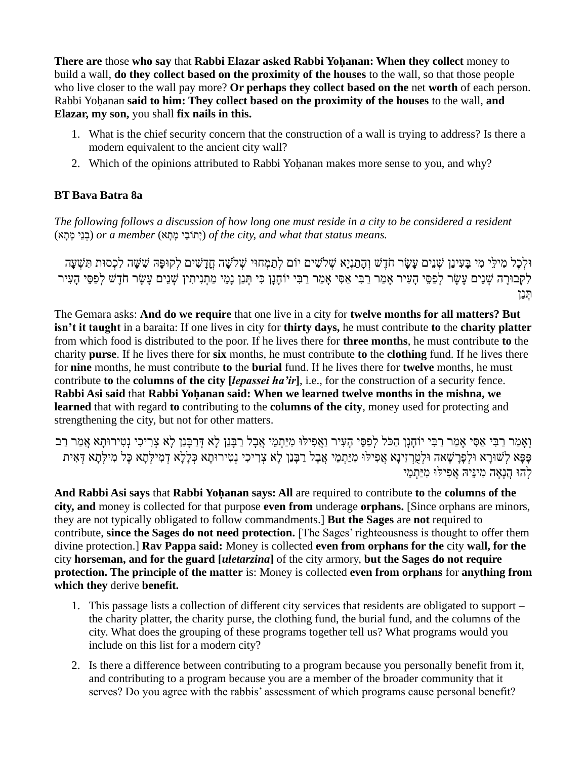**There are** those **who say** that **Rabbi Elazar asked Rabbi Yoḥanan: When they collect** money to build a wall, **do they collect based on the proximity of the houses** to the wall, so that those people who live closer to the wall pay more? **Or perhaps they collect based on the** net **worth** of each person. Rabbi Yoḥanan **said to him: They collect based on the proximity of the houses** to the wall, **and Elazar, my son,** you shall **fix nails in this.**

1. What is the chief security concern that the construction of a wall is trying to address? Is there a modern equivalent to the ancient city wall?
2. Which of the opinions attributed to Rabbi Yoḥanan makes more sense to you, and why?

**BT Bava Batra 8a**

*The following follows a discussion of how long one must reside in a city to be considered a resident* (בְנֵי מָתָא) *or a member* (יָתוֹבֵי מָתָא) *of the city, and what that status means.*

וּלְכָל מִילֵּי מִי בָּעֵינַן שְׁנֵים עָשָׂר חֹדֶשׁ וְהָתַנְיָא שְׁלֹשִׁים יוֹם לְתַמְחוּי שְׁלֹשָׁה חֳדָשִׁים לְקוּפָּה שִׁשָּׁה לִכְסוּת תִּשְׁעָה לִקְבוּרָה שְׁנֵים עָשָׂר לְפַסֵּי הָעִיר אָמַר רַבִּי אַסִּי אָמַר רַבִּי יוֹחָנָן כִּי תְּנַן נָמֵי מַתְנִיתִין שְׁנֵים עָשָׂר חֹדֶשׁ לְפַסֵּי הָעִיר תְּנַן

The Gemara asks: **And do we require** that one live in a city for **twelve months for all matters? But isn't it taught** in a baraita: If one lives in city for **thirty days,** he must contribute **to** the **charity platter** from which food is distributed to the poor. If he lives there for **three months**, he must contribute **to** the charity **purse**. If he lives there for **six** months, he must contribute **to** the **clothing** fund. If he lives there for **nine** months, he must contribute **to** the **burial** fund. If he lives there for **twelve** months, he must contribute **to** the **columns of the city [*lepassei ha'ir*]**, i.e., for the construction of a security fence. **Rabbi Asi said** that **Rabbi Yoḥanan said: When we learned twelve months in the mishna, we learned** that with regard **to** contributing to the **columns of the city**, money used for protecting and strengthening the city, but not for other matters.

וְאָמַר רַבִּי אַסִּי אָמַר רַבִּי יוֹחָנָן הַכֹּל לְפַסֵּי הָעִיר וַאֲפִילּוּ מִיַּתְמֵי אֲבָל רַבָּנַן לָא דְּרַבָּנַן לָא צְרִיכִי נְטִירוּתָא אֲמַר רַב פָּפָּא לְשׁוּרָא וּלְפָרָשָׁאה וּלְטַרְזִינָא אֲפִילּוּ מִיַּתְמֵי אֲבָל רַבָּנַן לָא צְרִיכִי נְטִירוּתָא כְּלָלָא דְמִילְּתָא כָּל מִילְּתָא דְּאִית לְהוּ הֲנָאָה מִינֵּיהּ אֲפִילּוּ מִיַּתְמֵי

**And Rabbi Asi says** that **Rabbi Yoḥanan says: All** are required to contribute **to** the **columns of the city, and** money is collected for that purpose **even from** underage **orphans.** [Since orphans are minors, they are not typically obligated to follow commandments.] **But the Sages** are **not** required to contribute, **since the Sages do not need protection.** [The Sages' righteousness is thought to offer them divine protection.] **Rav Pappa said:** Money is collected **even from orphans for the** city **wall, for the** city **horseman, and for the guard [*uletarzina*]** of the city armory, **but the Sages do not require protection. The principle of the matter** is: Money is collected **even from orphans** for **anything from which they** derive **benefit.**

1. This passage lists a collection of different city services that residents are obligated to support – the charity platter, the charity purse, the clothing fund, the burial fund, and the columns of the city. What does the grouping of these programs together tell us? What programs would you include on this list for a modern city?
2. Is there a difference between contributing to a program because you personally benefit from it, and contributing to a program because you are a member of the broader community that it serves? Do you agree with the rabbis' assessment of which programs cause personal benefit?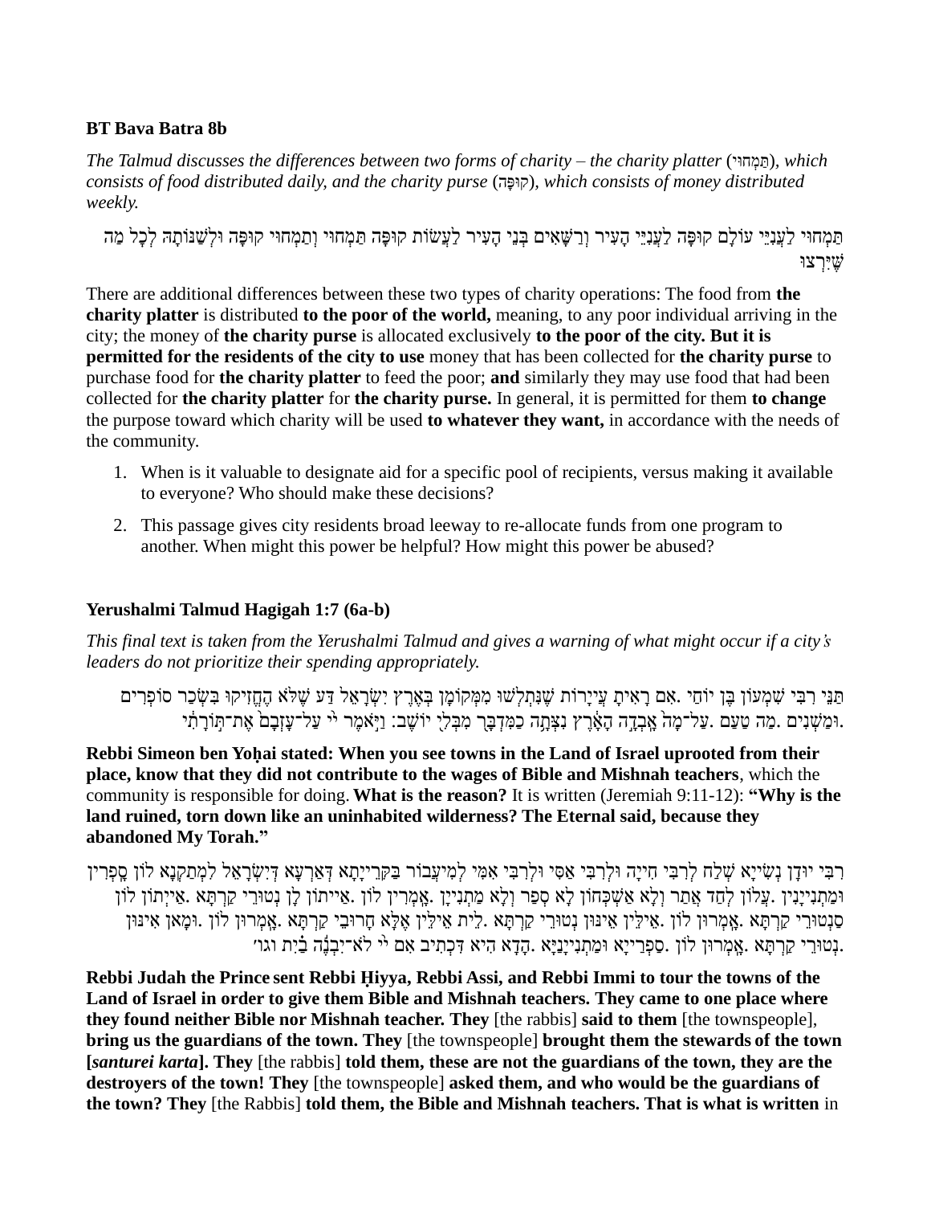**BT Bava Batra 8b**

*The Talmud discusses the differences between two forms of charity – the charity platter (תַּמְחוּי), which consists of food distributed daily, and the charity purse (קוּפָּה), which consists of money distributed weekly.*

תַּמְחוּי לַעֲנִיֵּי עוֹלָם קוּפָּה לַעֲנִיֵּי הָעִיר וְרַשָּׁאִים בְּנֵי הָעִיר לַעֲשׂוֹת קוּפָּה תַּמְחוּי וְתַמְחוּי קוּפָּה וּלְשַׁנּוֹתָהּ לְכׇל מַה שֶּׁיִּרְצוּ

There are additional differences between these two types of charity operations: The food from **the charity platter** is distributed **to the poor of the world,** meaning, to any poor individual arriving in the city; the money of **the charity purse** is allocated exclusively **to the poor of the city. But it is permitted for the residents of the city to use** money that has been collected for **the charity purse** to purchase food for **the charity platter** to feed the poor; **and** similarly they may use food that had been collected for **the charity platter** for **the charity purse.** In general, it is permitted for them **to change** the purpose toward which charity will be used **to whatever they want,** in accordance with the needs of the community.

1. When is it valuable to designate aid for a specific pool of recipients, versus making it available to everyone? Who should make these decisions?
2. This passage gives city residents broad leeway to re-allocate funds from one program to another. When might this power be helpful? How might this power be abused?

**Yerushalmi Talmud Hagigah 1:7 (6a-b)**

*This final text is taken from the Yerushalmi Talmud and gives a warning of what might occur if a city's leaders do not prioritize their spending appropriately.*

תַּנֵּי רִבִּי שִׁמְעוֹן בֶּן יוֹחַי. אִם רָאִיתָ עֲיָרוֹת שֶׁנִּתְלַשׁוּ מִמְּקוֹמָן בְּאֶרֶץ יִשְׂרָאֵל דַּע שֶׁלֹּא הֶחֱזִיקוּ בִּשְׂכַר סוֹפְרִים וּמַשְׁנִים. מַה טַעַם. עַל־מָה֙ אָבְדָ֣ה הָאָ֔רֶץ נִצְּתָ֥ה כַמִּדְבָּ֖ר מִבְּלִ֥י עֹבֵֽר׃ וַיֹּ֣אמֶר יי עַל־עׇזְבָם֙ אֶת־תּ֣וֹרָתִ֔י.

**Rebbi Simeon ben Yoḥai stated: When you see towns in the Land of Israel uprooted from their place, know that they did not contribute to the wages of Bible and Mishnah teachers**, which the community is responsible for doing. **What is the reason?** It is written (Jeremiah 9:11-12): **"Why is the land ruined, torn down like an uninhabited wilderness? The Eternal said, because they abandoned My Torah."**

רִבִּי יוּדָן נְשִׂייָא שְׁלַח לְרִבִּי חִייָה וּלְרִבִּי אַסִּי וּלְרִבִּי אִמִּי לְמִיעֲבוֹר בְּקִרְייָתָא דְּאַרְעָא דְּיִשְׂרָאֵל לְמִתְקָנָא לוֹן סָפְרִין וּמַתְנְייָנִין. עָלוֹן לְחַד אֲתַר וְלָא אַשְׁכְּחוֹן לָא סָפַר וְלָא מַתְנְייָן. אָמְרִין לוֹן. אַייתוֹן לָן נְטוּרֵי קַרְתָּא. אַייְתוֹן לוֹן סַנְטוּרֵי קַרְתָּא. אָמְרוּן לוֹן. אִילֵּין אֵינּוּן נְטוּרֵי קַרְתָּא. לֵית אִילֵּין אֶלָּא חָרוּבֵי קַרְתָּא. אָמְרוּן לוֹן. וּמָאן אֵינּוּן נְטוּרֵי קַרְתָּא. אָמְרוּן לוֹן. סַפְרַייָא וּמַתְנְייָנַיָּא. הָדָא הִיא דִכְתִיב אִם יי לֹא־יִבְנֶ֬ה בַ֗יִת וגו׳.

**Rebbi Judah the Prince sent Rebbi Ḥiyya, Rebbi Assi, and Rebbi Immi to tour the towns of the Land of Israel in order to give them Bible and Mishnah teachers. They came to one place where they found neither Bible nor Mishnah teacher. They** [the rabbis] **said to them** [the townspeople], **bring us the guardians of the town. They** [the townspeople] **brought them the stewards of the town [*santurei karta*]. They** [the rabbis] **told them, these are not the guardians of the town, they are the destroyers of the town! They** [the townspeople] **asked them, and who would be the guardians of the town? They** [the Rabbis] **told them, the Bible and Mishnah teachers. That is what is written** in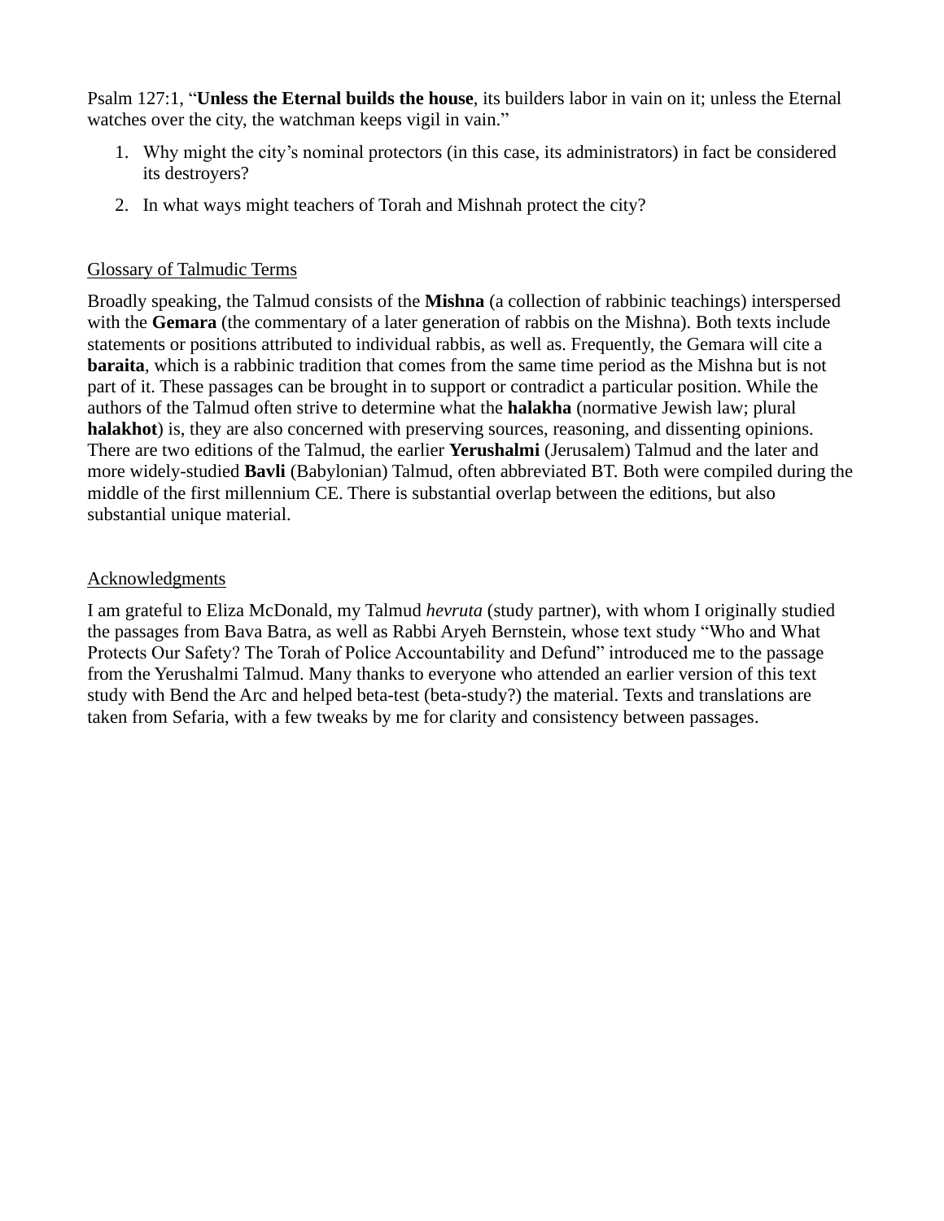Psalm 127:1, "**Unless the Eternal builds the house**, its builders labor in vain on it; unless the Eternal watches over the city, the watchman keeps vigil in vain."

1. Why might the city's nominal protectors (in this case, its administrators) in fact be considered its destroyers?
2. In what ways might teachers of Torah and Mishnah protect the city?

## Glossary of Talmudic Terms

Broadly speaking, the Talmud consists of the **Mishna** (a collection of rabbinic teachings) interspersed with the **Gemara** (the commentary of a later generation of rabbis on the Mishna). Both texts include statements or positions attributed to individual rabbis, as well as. Frequently, the Gemara will cite a **baraita**, which is a rabbinic tradition that comes from the same time period as the Mishna but is not part of it. These passages can be brought in to support or contradict a particular position. While the authors of the Talmud often strive to determine what the **halakha** (normative Jewish law; plural **halakhot**) is, they are also concerned with preserving sources, reasoning, and dissenting opinions. There are two editions of the Talmud, the earlier **Yerushalmi** (Jerusalem) Talmud and the later and more widely-studied **Bavli** (Babylonian) Talmud, often abbreviated BT. Both were compiled during the middle of the first millennium CE. There is substantial overlap between the editions, but also substantial unique material.

## Acknowledgments

I am grateful to Eliza McDonald, my Talmud *hevruta* (study partner), with whom I originally studied the passages from Bava Batra, as well as Rabbi Aryeh Bernstein, whose text study "Who and What Protects Our Safety? The Torah of Police Accountability and Defund" introduced me to the passage from the Yerushalmi Talmud. Many thanks to everyone who attended an earlier version of this text study with Bend the Arc and helped beta-test (beta-study?) the material. Texts and translations are taken from Sefaria, with a few tweaks by me for clarity and consistency between passages.